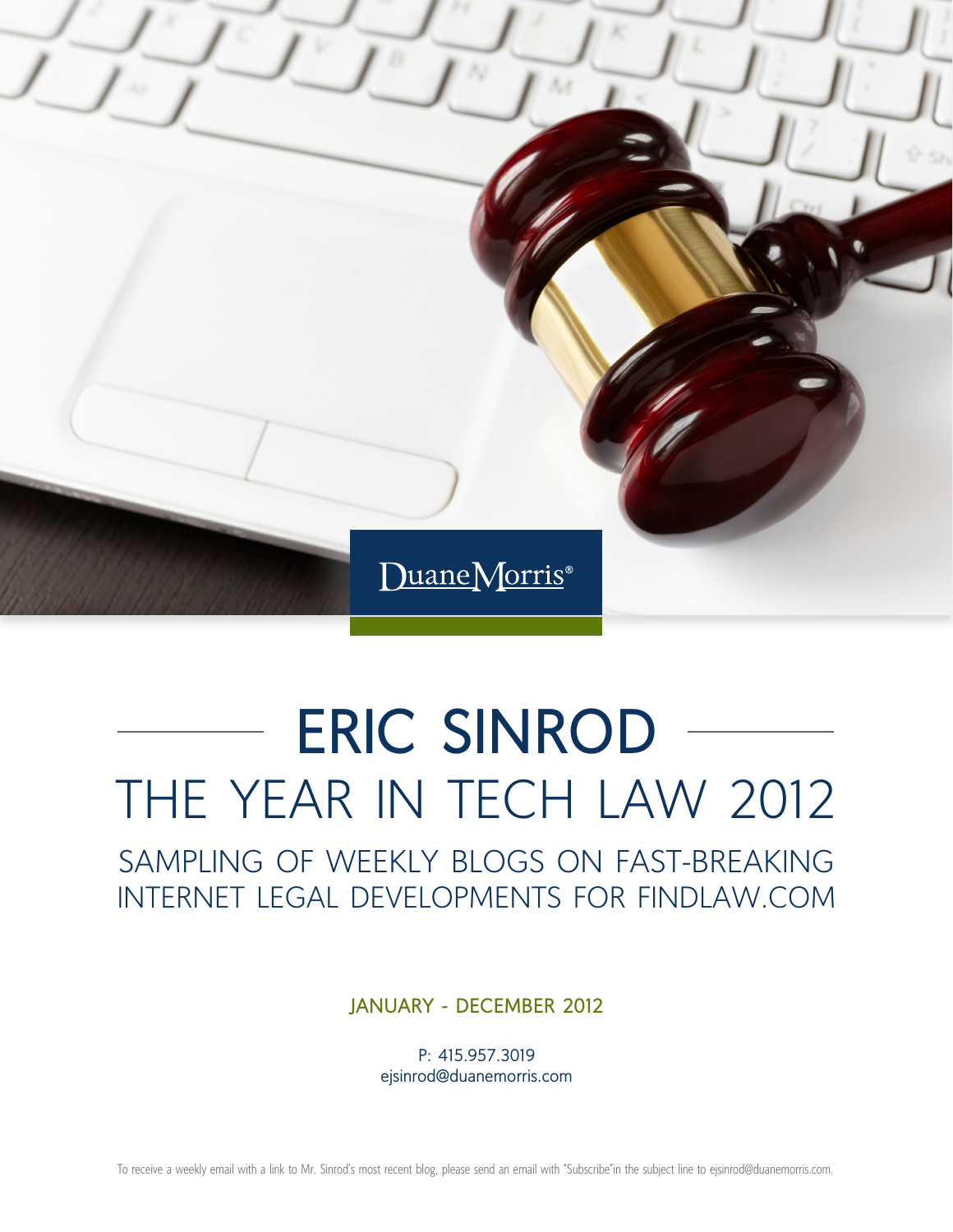Duane Morris®

# ERIC SINROD

## THE YEAR IN TECH LAW 2012

### SAMPLING OF WEEKLY BLOGS ON FAST-BREAKING INTERNET LEGAL DEVELOPMENTS FOR FINDLAW.COM

JANUARY - DECEMBER 2012

P: 415.957.3019
ejsinrod@duanemorris.com

To receive a weekly email with a link to Mr. Sinrod's most recent blog, please send an email with "Subscribe"in the subject line to ejsinrod@duanemorris.com.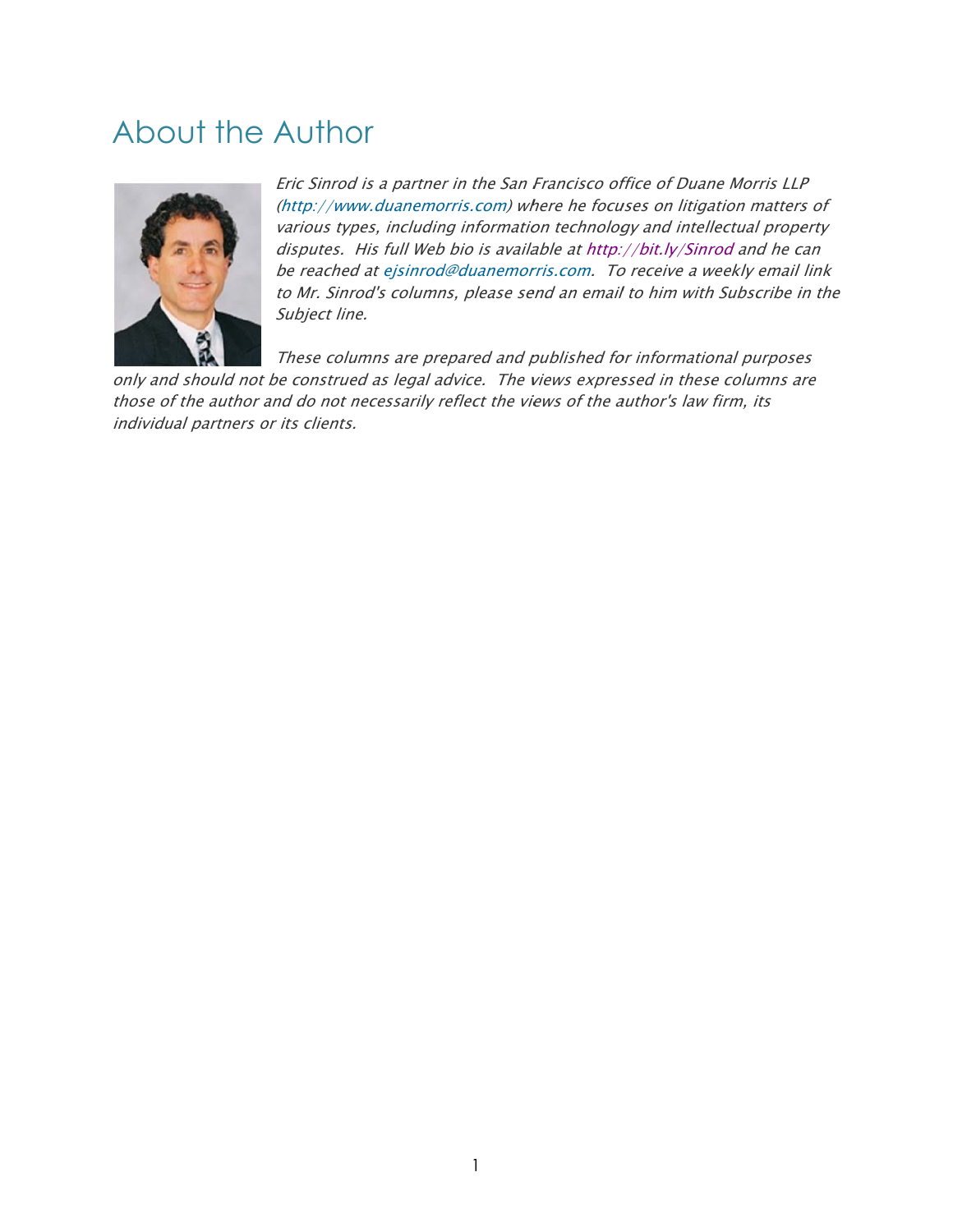# About the Author

*Eric Sinrod is a partner in the San Francisco office of Duane Morris LLP (http://www.duanemorris.com) where he focuses on litigation matters of various types, including information technology and intellectual property disputes. His full Web bio is available at http://bit.ly/Sinrod and he can be reached at ejsinrod@duanemorris.com. To receive a weekly email link to Mr. Sinrod's columns, please send an email to him with Subscribe in the Subject line.*

*These columns are prepared and published for informational purposes only and should not be construed as legal advice. The views expressed in these columns are those of the author and do not necessarily reflect the views of the author's law firm, its individual partners or its clients.*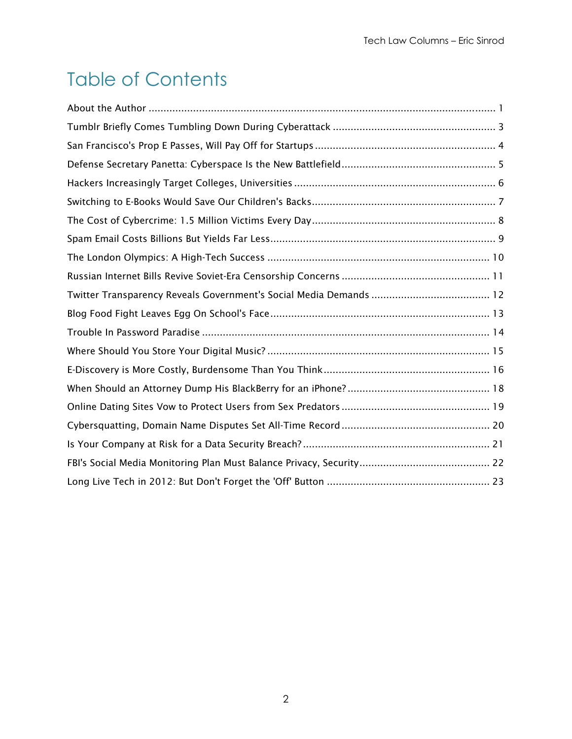# Table of Contents

| | |
|---|---|
| About the Author | 1 |
| Tumblr Briefly Comes Tumbling Down During Cyberattack | 3 |
| San Francisco's Prop E Passes, Will Pay Off for Startups | 4 |
| Defense Secretary Panetta: Cyberspace Is the New Battlefield | 5 |
| Hackers Increasingly Target Colleges, Universities | 6 |
| Switching to E-Books Would Save Our Children's Backs | 7 |
| The Cost of Cybercrime: 1.5 Million Victims Every Day | 8 |
| Spam Email Costs Billions But Yields Far Less | 9 |
| The London Olympics: A High-Tech Success | 10 |
| Russian Internet Bills Revive Soviet-Era Censorship Concerns | 11 |
| Twitter Transparency Reveals Government's Social Media Demands | 12 |
| Blog Food Fight Leaves Egg On School's Face | 13 |
| Trouble In Password Paradise | 14 |
| Where Should You Store Your Digital Music? | 15 |
| E-Discovery is More Costly, Burdensome Than You Think | 16 |
| When Should an Attorney Dump His BlackBerry for an iPhone? | 18 |
| Online Dating Sites Vow to Protect Users from Sex Predators | 19 |
| Cybersquatting, Domain Name Disputes Set All-Time Record | 20 |
| Is Your Company at Risk for a Data Security Breach? | 21 |
| FBI's Social Media Monitoring Plan Must Balance Privacy, Security | 22 |
| Long Live Tech in 2012: But Don't Forget the 'Off' Button | 23 |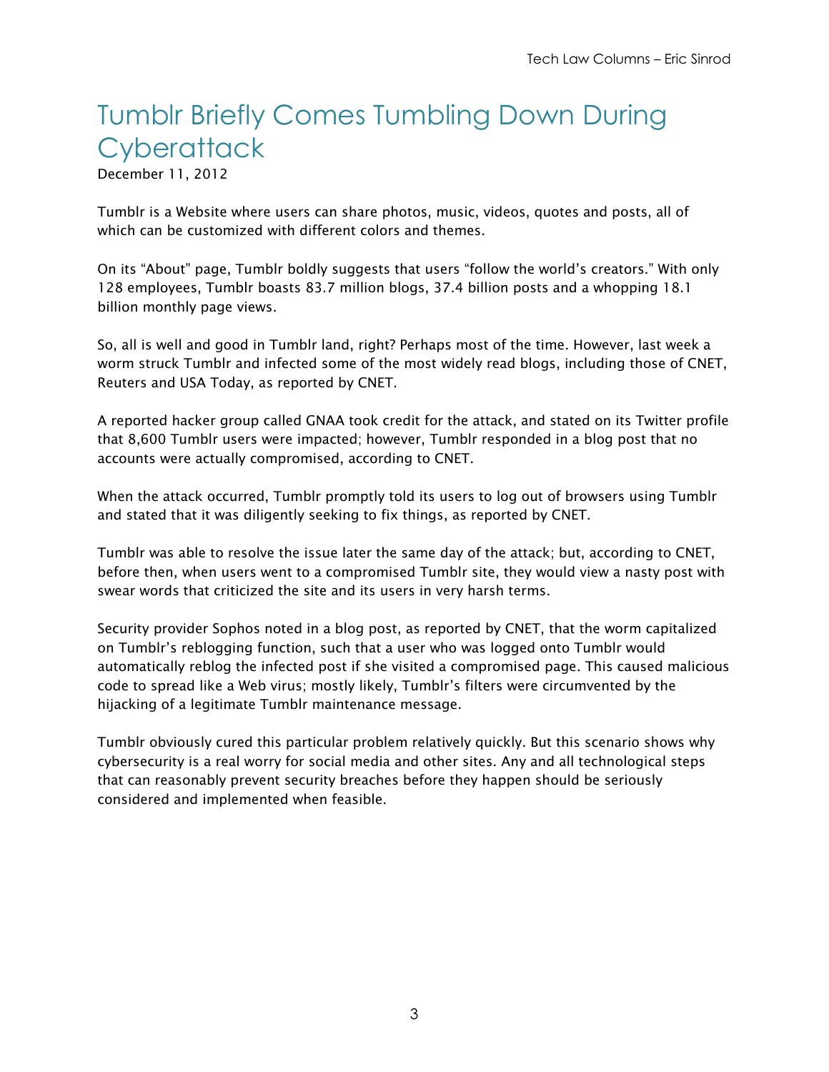# Tumblr Briefly Comes Tumbling Down During Cyberattack

December 11, 2012

Tumblr is a Website where users can share photos, music, videos, quotes and posts, all of which can be customized with different colors and themes.

On its "About" page, Tumblr boldly suggests that users "follow the world's creators." With only 128 employees, Tumblr boasts 83.7 million blogs, 37.4 billion posts and a whopping 18.1 billion monthly page views.

So, all is well and good in Tumblr land, right? Perhaps most of the time. However, last week a worm struck Tumblr and infected some of the most widely read blogs, including those of CNET, Reuters and USA Today, as reported by CNET.

A reported hacker group called GNAA took credit for the attack, and stated on its Twitter profile that 8,600 Tumblr users were impacted; however, Tumblr responded in a blog post that no accounts were actually compromised, according to CNET.

When the attack occurred, Tumblr promptly told its users to log out of browsers using Tumblr and stated that it was diligently seeking to fix things, as reported by CNET.

Tumblr was able to resolve the issue later the same day of the attack; but, according to CNET, before then, when users went to a compromised Tumblr site, they would view a nasty post with swear words that criticized the site and its users in very harsh terms.

Security provider Sophos noted in a blog post, as reported by CNET, that the worm capitalized on Tumblr's reblogging function, such that a user who was logged onto Tumblr would automatically reblog the infected post if she visited a compromised page. This caused malicious code to spread like a Web virus; mostly likely, Tumblr's filters were circumvented by the hijacking of a legitimate Tumblr maintenance message.

Tumblr obviously cured this particular problem relatively quickly. But this scenario shows why cybersecurity is a real worry for social media and other sites. Any and all technological steps that can reasonably prevent security breaches before they happen should be seriously considered and implemented when feasible.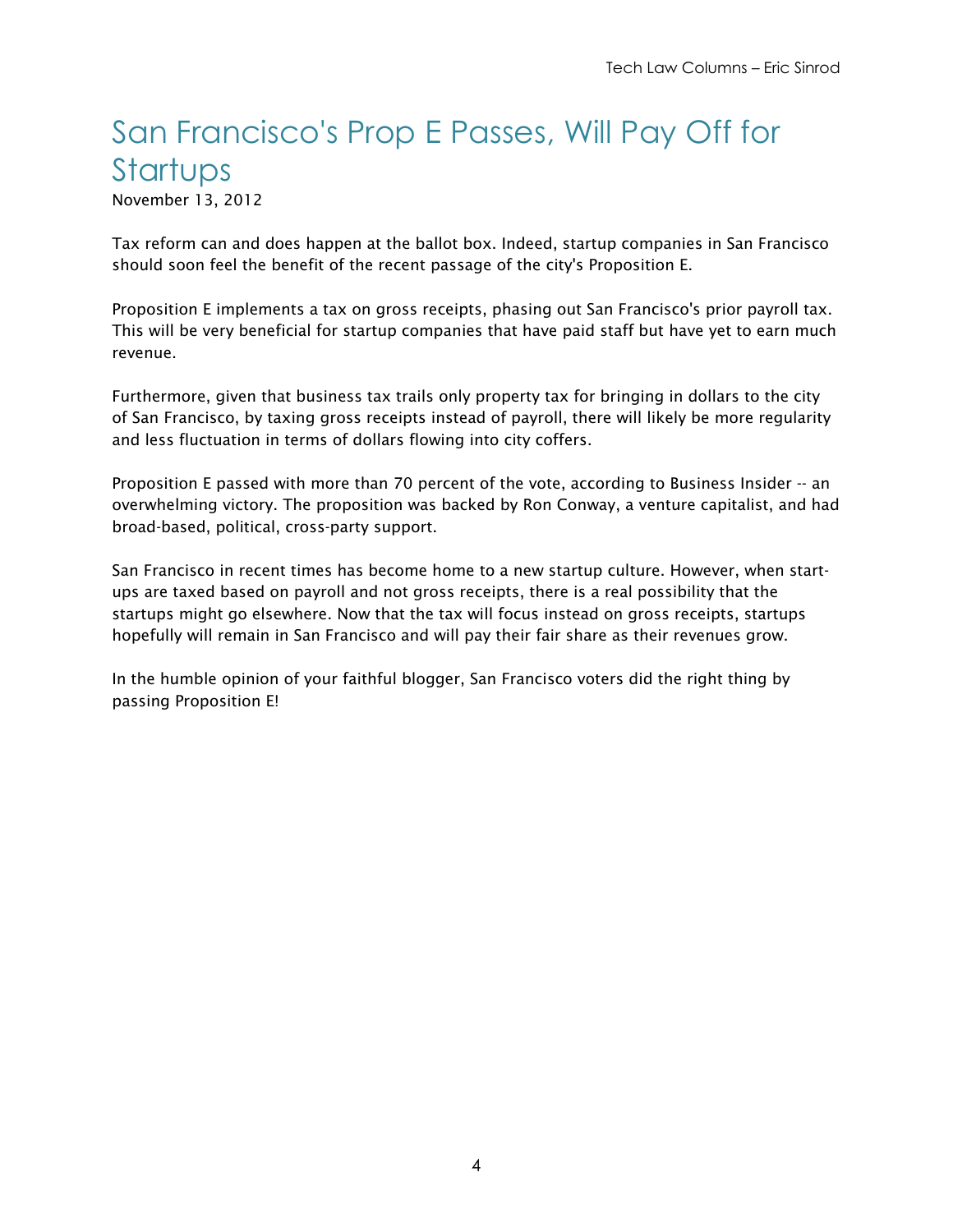# San Francisco's Prop E Passes, Will Pay Off for Startups

November 13, 2012

Tax reform can and does happen at the ballot box. Indeed, startup companies in San Francisco should soon feel the benefit of the recent passage of the city's Proposition E.

Proposition E implements a tax on gross receipts, phasing out San Francisco's prior payroll tax. This will be very beneficial for startup companies that have paid staff but have yet to earn much revenue.

Furthermore, given that business tax trails only property tax for bringing in dollars to the city of San Francisco, by taxing gross receipts instead of payroll, there will likely be more regularity and less fluctuation in terms of dollars flowing into city coffers.

Proposition E passed with more than 70 percent of the vote, according to Business Insider -- an overwhelming victory. The proposition was backed by Ron Conway, a venture capitalist, and had broad-based, political, cross-party support.

San Francisco in recent times has become home to a new startup culture. However, when start-ups are taxed based on payroll and not gross receipts, there is a real possibility that the startups might go elsewhere. Now that the tax will focus instead on gross receipts, startups hopefully will remain in San Francisco and will pay their fair share as their revenues grow.

In the humble opinion of your faithful blogger, San Francisco voters did the right thing by passing Proposition E!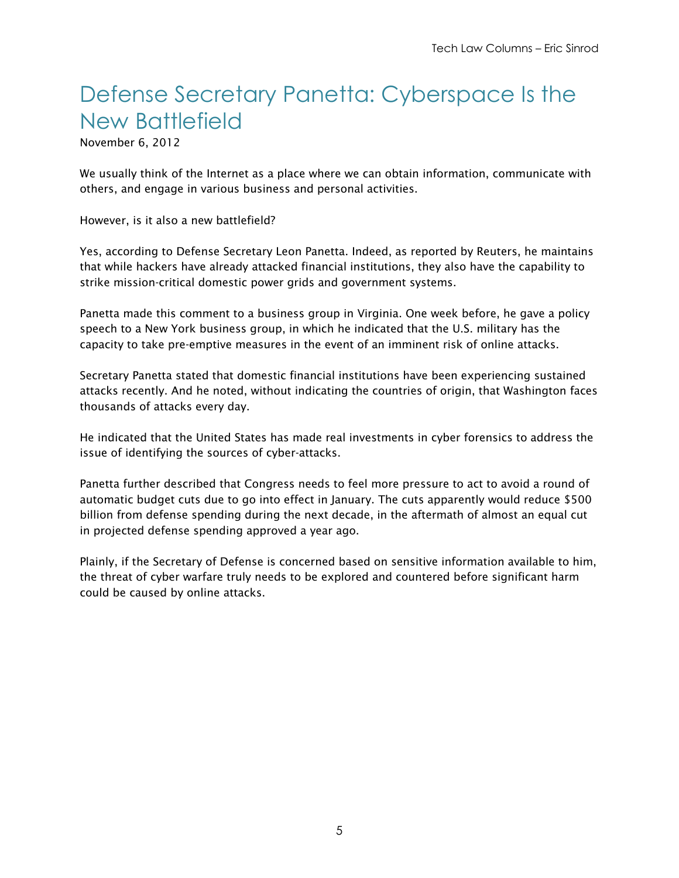# Defense Secretary Panetta: Cyberspace Is the New Battlefield

November 6, 2012

We usually think of the Internet as a place where we can obtain information, communicate with others, and engage in various business and personal activities.

However, is it also a new battlefield?

Yes, according to Defense Secretary Leon Panetta. Indeed, as reported by Reuters, he maintains that while hackers have already attacked financial institutions, they also have the capability to strike mission-critical domestic power grids and government systems.

Panetta made this comment to a business group in Virginia. One week before, he gave a policy speech to a New York business group, in which he indicated that the U.S. military has the capacity to take pre-emptive measures in the event of an imminent risk of online attacks.

Secretary Panetta stated that domestic financial institutions have been experiencing sustained attacks recently. And he noted, without indicating the countries of origin, that Washington faces thousands of attacks every day.

He indicated that the United States has made real investments in cyber forensics to address the issue of identifying the sources of cyber-attacks.

Panetta further described that Congress needs to feel more pressure to act to avoid a round of automatic budget cuts due to go into effect in January. The cuts apparently would reduce $500 billion from defense spending during the next decade, in the aftermath of almost an equal cut in projected defense spending approved a year ago.

Plainly, if the Secretary of Defense is concerned based on sensitive information available to him, the threat of cyber warfare truly needs to be explored and countered before significant harm could be caused by online attacks.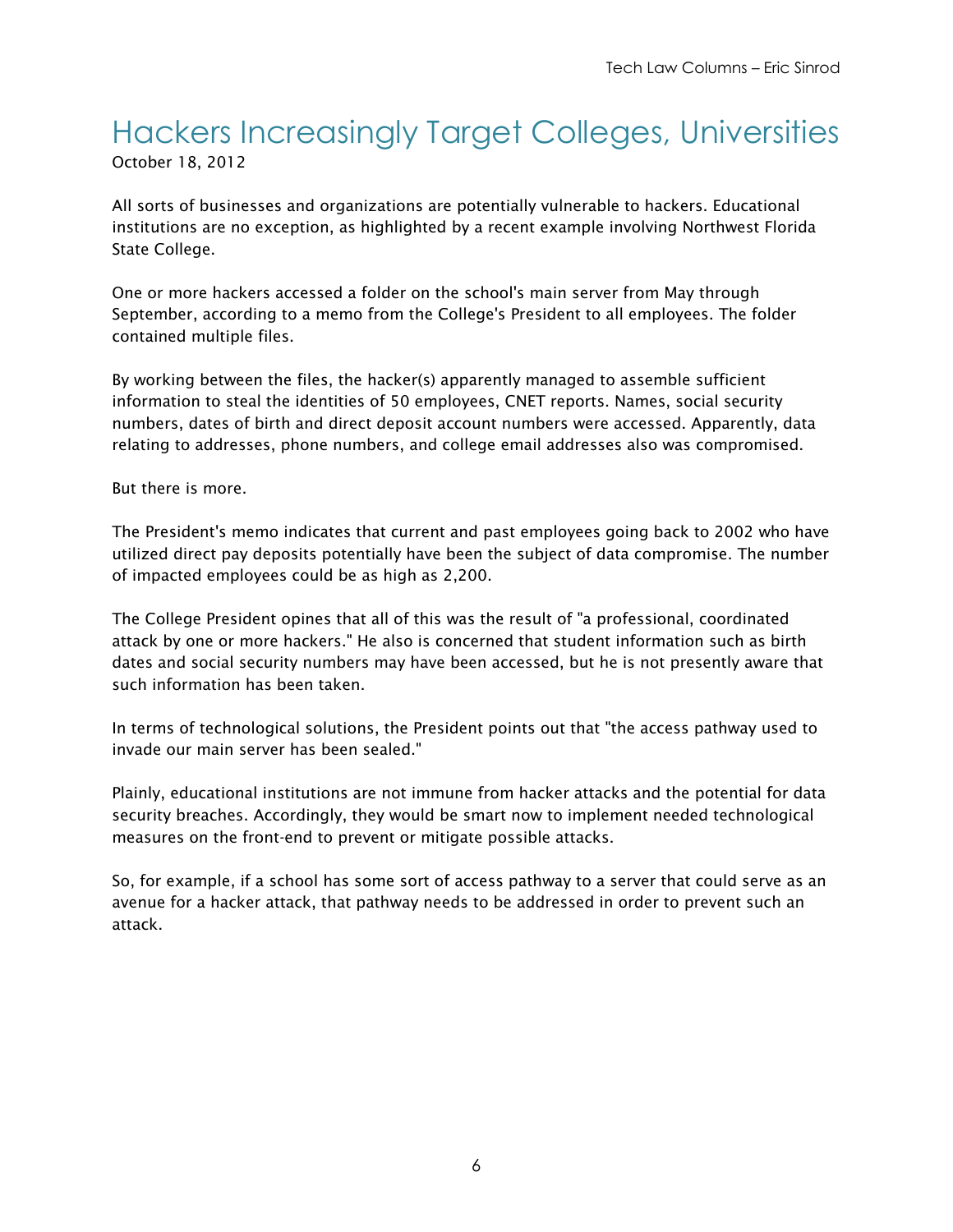# Hackers Increasingly Target Colleges, Universities

October 18, 2012

All sorts of businesses and organizations are potentially vulnerable to hackers. Educational institutions are no exception, as highlighted by a recent example involving Northwest Florida State College.

One or more hackers accessed a folder on the school's main server from May through September, according to a memo from the College's President to all employees. The folder contained multiple files.

By working between the files, the hacker(s) apparently managed to assemble sufficient information to steal the identities of 50 employees, CNET reports. Names, social security numbers, dates of birth and direct deposit account numbers were accessed. Apparently, data relating to addresses, phone numbers, and college email addresses also was compromised.

But there is more.

The President's memo indicates that current and past employees going back to 2002 who have utilized direct pay deposits potentially have been the subject of data compromise. The number of impacted employees could be as high as 2,200.

The College President opines that all of this was the result of "a professional, coordinated attack by one or more hackers." He also is concerned that student information such as birth dates and social security numbers may have been accessed, but he is not presently aware that such information has been taken.

In terms of technological solutions, the President points out that "the access pathway used to invade our main server has been sealed."

Plainly, educational institutions are not immune from hacker attacks and the potential for data security breaches. Accordingly, they would be smart now to implement needed technological measures on the front-end to prevent or mitigate possible attacks.

So, for example, if a school has some sort of access pathway to a server that could serve as an avenue for a hacker attack, that pathway needs to be addressed in order to prevent such an attack.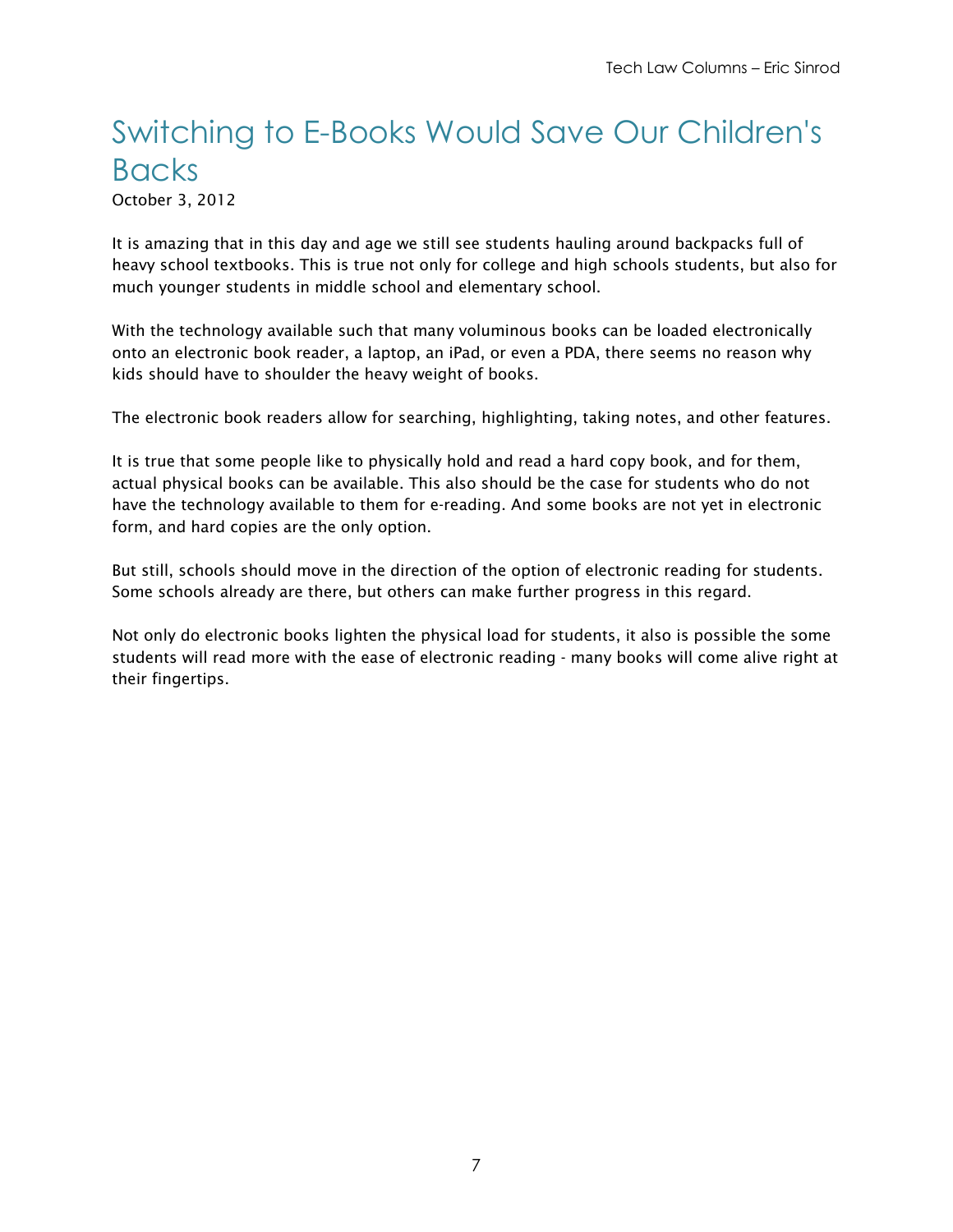# Switching to E-Books Would Save Our Children's Backs

October 3, 2012

It is amazing that in this day and age we still see students hauling around backpacks full of heavy school textbooks. This is true not only for college and high schools students, but also for much younger students in middle school and elementary school.

With the technology available such that many voluminous books can be loaded electronically onto an electronic book reader, a laptop, an iPad, or even a PDA, there seems no reason why kids should have to shoulder the heavy weight of books.

The electronic book readers allow for searching, highlighting, taking notes, and other features.

It is true that some people like to physically hold and read a hard copy book, and for them, actual physical books can be available. This also should be the case for students who do not have the technology available to them for e-reading. And some books are not yet in electronic form, and hard copies are the only option.

But still, schools should move in the direction of the option of electronic reading for students. Some schools already are there, but others can make further progress in this regard.

Not only do electronic books lighten the physical load for students, it also is possible the some students will read more with the ease of electronic reading - many books will come alive right at their fingertips.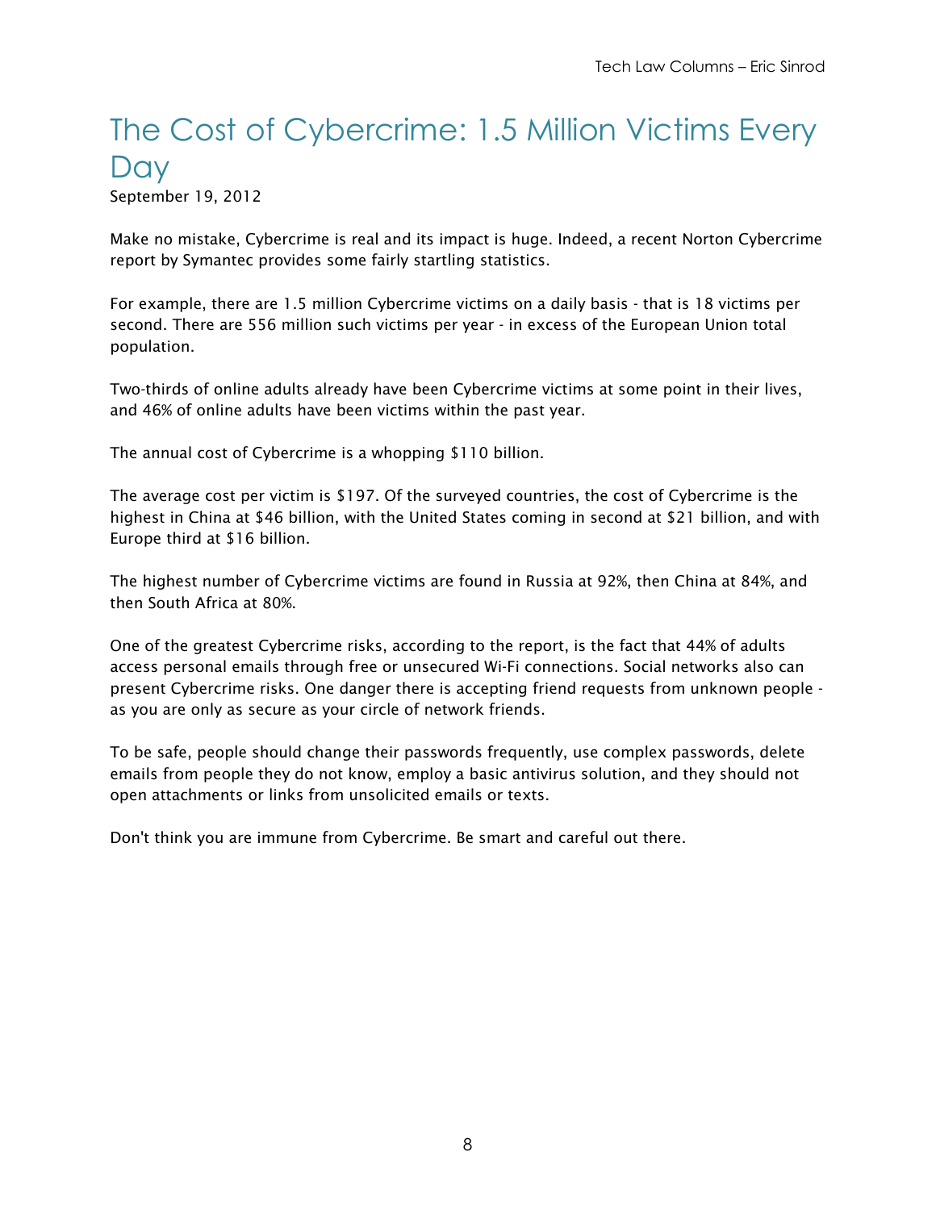# The Cost of Cybercrime: 1.5 Million Victims Every Day

September 19, 2012

Make no mistake, Cybercrime is real and its impact is huge. Indeed, a recent Norton Cybercrime report by Symantec provides some fairly startling statistics.

For example, there are 1.5 million Cybercrime victims on a daily basis - that is 18 victims per second. There are 556 million such victims per year - in excess of the European Union total population.

Two-thirds of online adults already have been Cybercrime victims at some point in their lives, and 46% of online adults have been victims within the past year.

The annual cost of Cybercrime is a whopping $110 billion.

The average cost per victim is $197. Of the surveyed countries, the cost of Cybercrime is the highest in China at $46 billion, with the United States coming in second at $21 billion, and with Europe third at $16 billion.

The highest number of Cybercrime victims are found in Russia at 92%, then China at 84%, and then South Africa at 80%.

One of the greatest Cybercrime risks, according to the report, is the fact that 44% of adults access personal emails through free or unsecured Wi-Fi connections. Social networks also can present Cybercrime risks. One danger there is accepting friend requests from unknown people - as you are only as secure as your circle of network friends.

To be safe, people should change their passwords frequently, use complex passwords, delete emails from people they do not know, employ a basic antivirus solution, and they should not open attachments or links from unsolicited emails or texts.

Don't think you are immune from Cybercrime. Be smart and careful out there.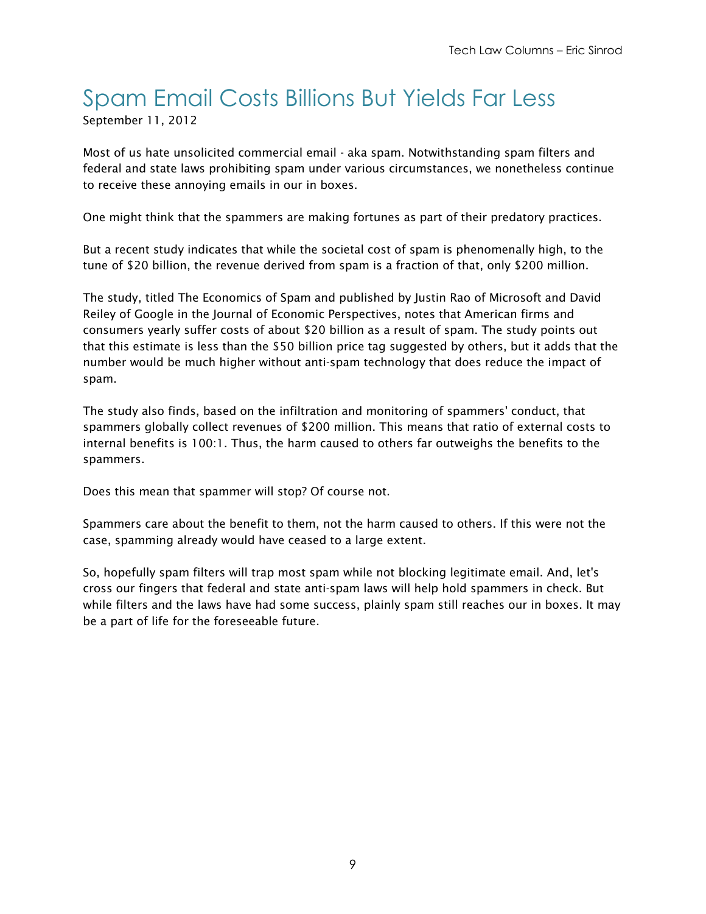# Spam Email Costs Billions But Yields Far Less

September 11, 2012

Most of us hate unsolicited commercial email - aka spam. Notwithstanding spam filters and federal and state laws prohibiting spam under various circumstances, we nonetheless continue to receive these annoying emails in our in boxes.

One might think that the spammers are making fortunes as part of their predatory practices.

But a recent study indicates that while the societal cost of spam is phenomenally high, to the tune of $20 billion, the revenue derived from spam is a fraction of that, only $200 million.

The study, titled The Economics of Spam and published by Justin Rao of Microsoft and David Reiley of Google in the Journal of Economic Perspectives, notes that American firms and consumers yearly suffer costs of about $20 billion as a result of spam. The study points out that this estimate is less than the $50 billion price tag suggested by others, but it adds that the number would be much higher without anti-spam technology that does reduce the impact of spam.

The study also finds, based on the infiltration and monitoring of spammers' conduct, that spammers globally collect revenues of $200 million. This means that ratio of external costs to internal benefits is 100:1. Thus, the harm caused to others far outweighs the benefits to the spammers.

Does this mean that spammer will stop? Of course not.

Spammers care about the benefit to them, not the harm caused to others. If this were not the case, spamming already would have ceased to a large extent.

So, hopefully spam filters will trap most spam while not blocking legitimate email. And, let's cross our fingers that federal and state anti-spam laws will help hold spammers in check. But while filters and the laws have had some success, plainly spam still reaches our in boxes. It may be a part of life for the foreseeable future.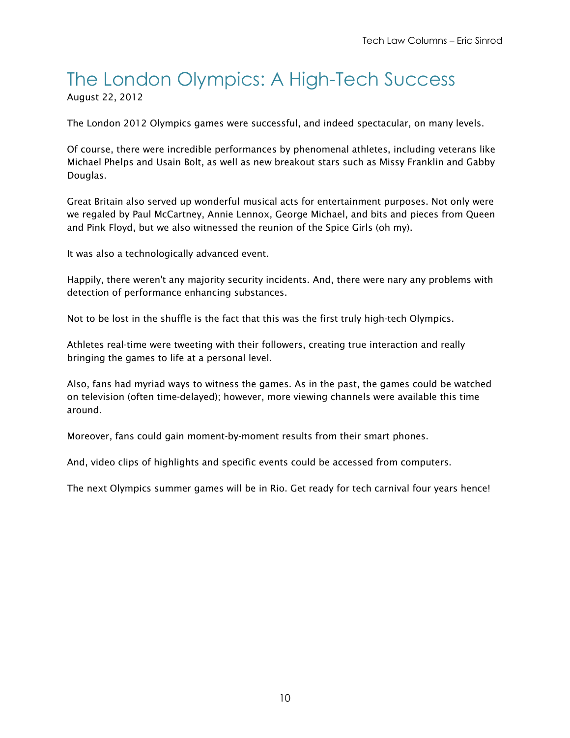# The London Olympics: A High-Tech Success

August 22, 2012

The London 2012 Olympics games were successful, and indeed spectacular, on many levels.

Of course, there were incredible performances by phenomenal athletes, including veterans like Michael Phelps and Usain Bolt, as well as new breakout stars such as Missy Franklin and Gabby Douglas.

Great Britain also served up wonderful musical acts for entertainment purposes. Not only were we regaled by Paul McCartney, Annie Lennox, George Michael, and bits and pieces from Queen and Pink Floyd, but we also witnessed the reunion of the Spice Girls (oh my).

It was also a technologically advanced event.

Happily, there weren't any majority security incidents. And, there were nary any problems with detection of performance enhancing substances.

Not to be lost in the shuffle is the fact that this was the first truly high-tech Olympics.

Athletes real-time were tweeting with their followers, creating true interaction and really bringing the games to life at a personal level.

Also, fans had myriad ways to witness the games. As in the past, the games could be watched on television (often time-delayed); however, more viewing channels were available this time around.

Moreover, fans could gain moment-by-moment results from their smart phones.

And, video clips of highlights and specific events could be accessed from computers.

The next Olympics summer games will be in Rio. Get ready for tech carnival four years hence!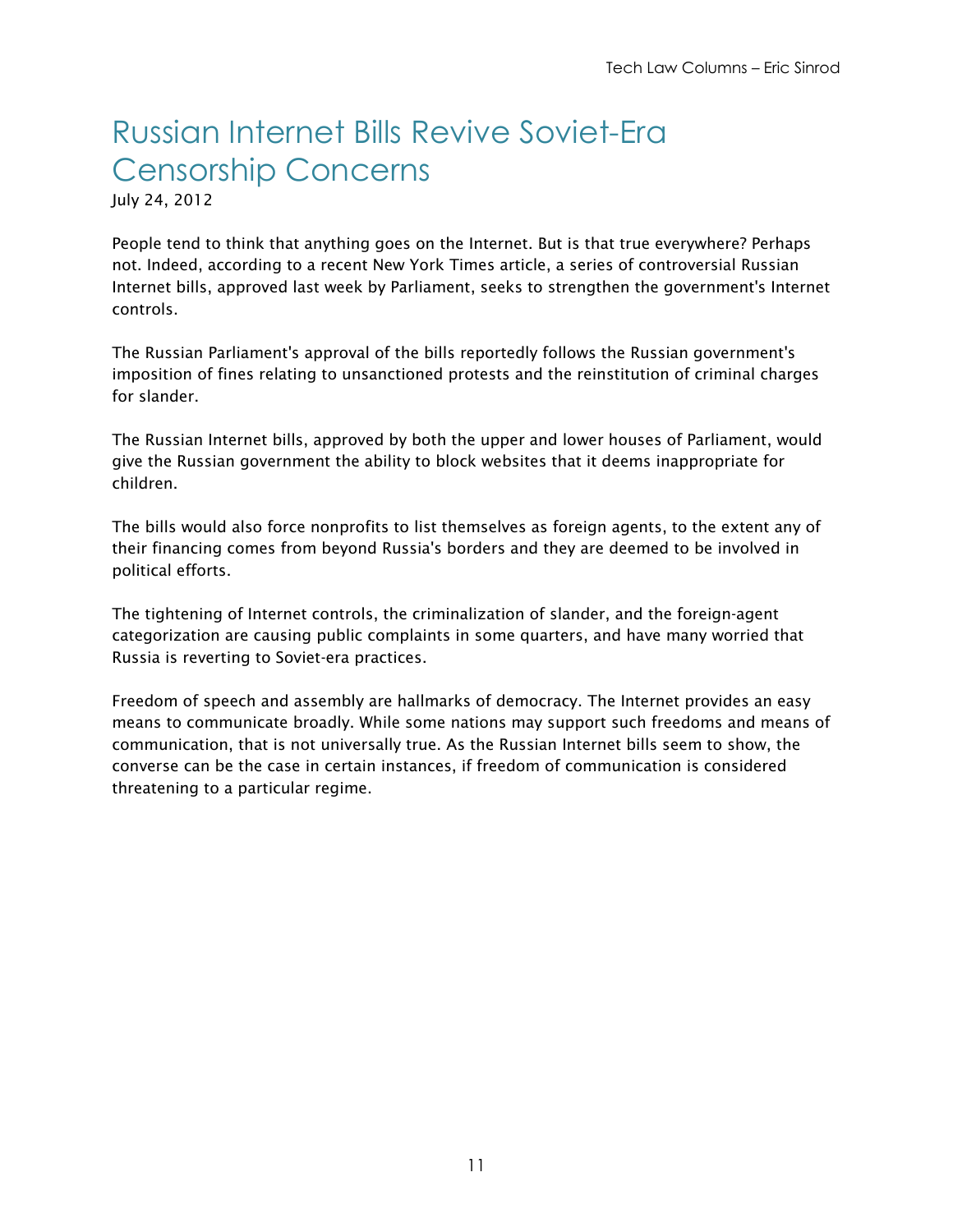# Russian Internet Bills Revive Soviet-Era Censorship Concerns

July 24, 2012

People tend to think that anything goes on the Internet. But is that true everywhere? Perhaps not. Indeed, according to a recent New York Times article, a series of controversial Russian Internet bills, approved last week by Parliament, seeks to strengthen the government's Internet controls.

The Russian Parliament's approval of the bills reportedly follows the Russian government's imposition of fines relating to unsanctioned protests and the reinstitution of criminal charges for slander.

The Russian Internet bills, approved by both the upper and lower houses of Parliament, would give the Russian government the ability to block websites that it deems inappropriate for children.

The bills would also force nonprofits to list themselves as foreign agents, to the extent any of their financing comes from beyond Russia's borders and they are deemed to be involved in political efforts.

The tightening of Internet controls, the criminalization of slander, and the foreign-agent categorization are causing public complaints in some quarters, and have many worried that Russia is reverting to Soviet-era practices.

Freedom of speech and assembly are hallmarks of democracy. The Internet provides an easy means to communicate broadly. While some nations may support such freedoms and means of communication, that is not universally true. As the Russian Internet bills seem to show, the converse can be the case in certain instances, if freedom of communication is considered threatening to a particular regime.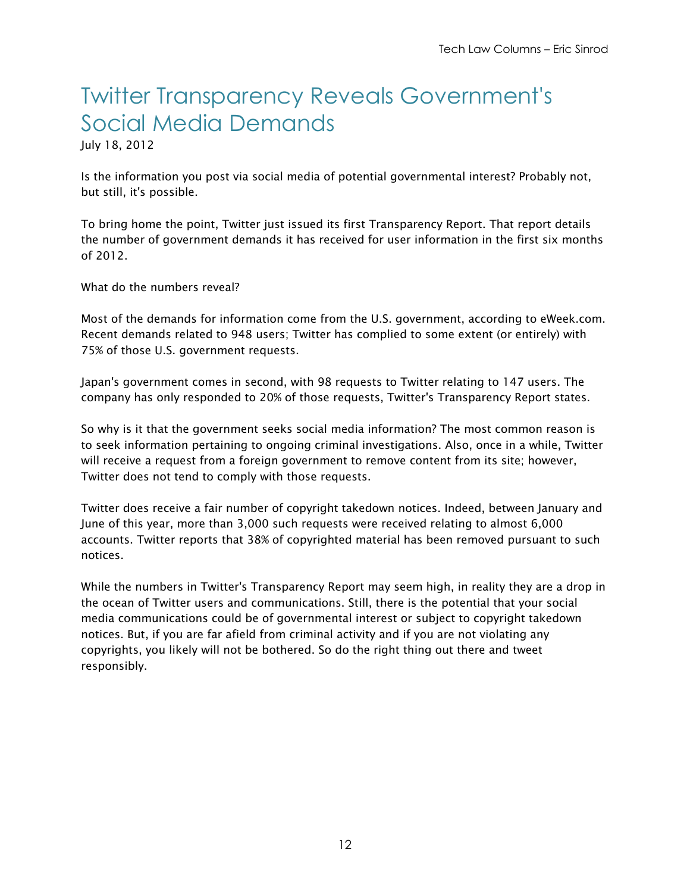# Twitter Transparency Reveals Government's Social Media Demands

July 18, 2012

Is the information you post via social media of potential governmental interest? Probably not, but still, it's possible.

To bring home the point, Twitter just issued its first Transparency Report. That report details the number of government demands it has received for user information in the first six months of 2012.

What do the numbers reveal?

Most of the demands for information come from the U.S. government, according to eWeek.com. Recent demands related to 948 users; Twitter has complied to some extent (or entirely) with 75% of those U.S. government requests.

Japan's government comes in second, with 98 requests to Twitter relating to 147 users. The company has only responded to 20% of those requests, Twitter's Transparency Report states.

So why is it that the government seeks social media information? The most common reason is to seek information pertaining to ongoing criminal investigations. Also, once in a while, Twitter will receive a request from a foreign government to remove content from its site; however, Twitter does not tend to comply with those requests.

Twitter does receive a fair number of copyright takedown notices. Indeed, between January and June of this year, more than 3,000 such requests were received relating to almost 6,000 accounts. Twitter reports that 38% of copyrighted material has been removed pursuant to such notices.

While the numbers in Twitter's Transparency Report may seem high, in reality they are a drop in the ocean of Twitter users and communications. Still, there is the potential that your social media communications could be of governmental interest or subject to copyright takedown notices. But, if you are far afield from criminal activity and if you are not violating any copyrights, you likely will not be bothered. So do the right thing out there and tweet responsibly.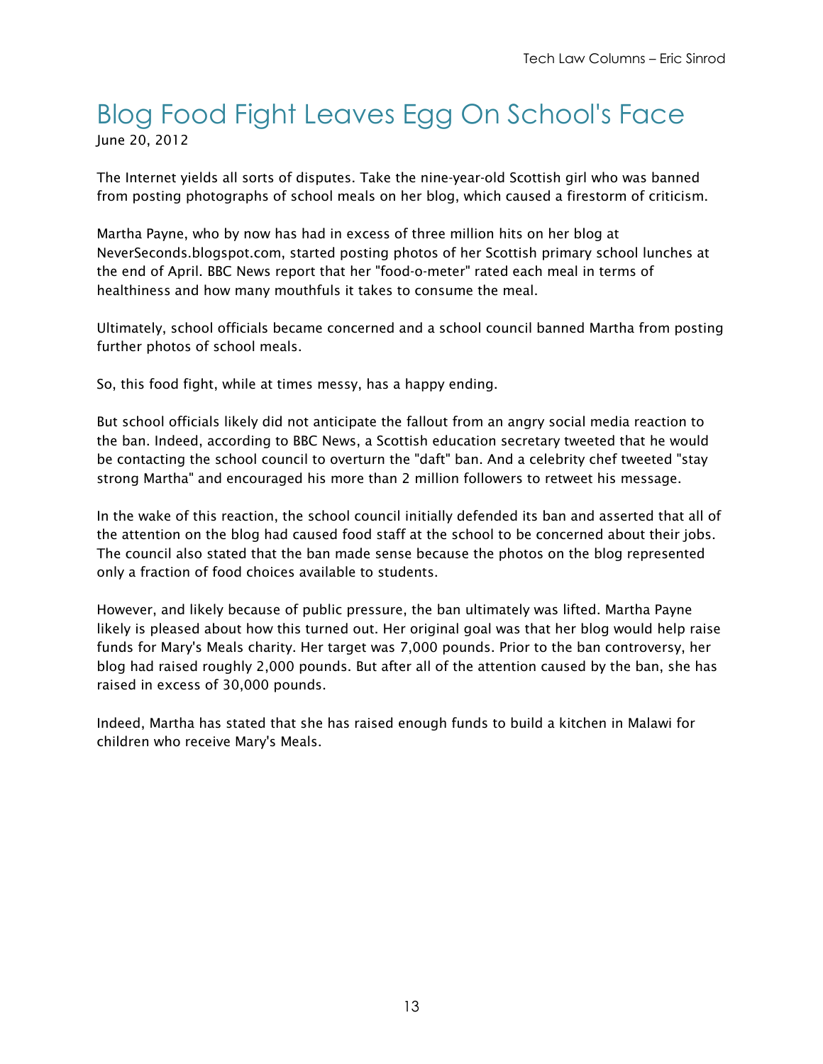# Blog Food Fight Leaves Egg On School's Face

June 20, 2012

The Internet yields all sorts of disputes. Take the nine-year-old Scottish girl who was banned from posting photographs of school meals on her blog, which caused a firestorm of criticism.

Martha Payne, who by now has had in excess of three million hits on her blog at NeverSeconds.blogspot.com, started posting photos of her Scottish primary school lunches at the end of April. BBC News report that her "food-o-meter" rated each meal in terms of healthiness and how many mouthfuls it takes to consume the meal.

Ultimately, school officials became concerned and a school council banned Martha from posting further photos of school meals.

So, this food fight, while at times messy, has a happy ending.

But school officials likely did not anticipate the fallout from an angry social media reaction to the ban. Indeed, according to BBC News, a Scottish education secretary tweeted that he would be contacting the school council to overturn the "daft" ban. And a celebrity chef tweeted "stay strong Martha" and encouraged his more than 2 million followers to retweet his message.

In the wake of this reaction, the school council initially defended its ban and asserted that all of the attention on the blog had caused food staff at the school to be concerned about their jobs. The council also stated that the ban made sense because the photos on the blog represented only a fraction of food choices available to students.

However, and likely because of public pressure, the ban ultimately was lifted. Martha Payne likely is pleased about how this turned out. Her original goal was that her blog would help raise funds for Mary's Meals charity. Her target was 7,000 pounds. Prior to the ban controversy, her blog had raised roughly 2,000 pounds. But after all of the attention caused by the ban, she has raised in excess of 30,000 pounds.

Indeed, Martha has stated that she has raised enough funds to build a kitchen in Malawi for children who receive Mary's Meals.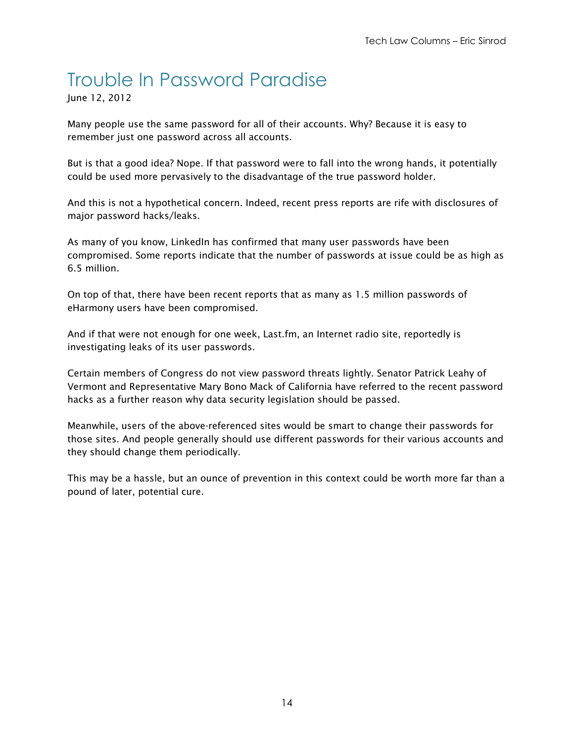# Trouble In Password Paradise

June 12, 2012

Many people use the same password for all of their accounts. Why? Because it is easy to remember just one password across all accounts.

But is that a good idea? Nope. If that password were to fall into the wrong hands, it potentially could be used more pervasively to the disadvantage of the true password holder.

And this is not a hypothetical concern. Indeed, recent press reports are rife with disclosures of major password hacks/leaks.

As many of you know, LinkedIn has confirmed that many user passwords have been compromised. Some reports indicate that the number of passwords at issue could be as high as 6.5 million.

On top of that, there have been recent reports that as many as 1.5 million passwords of eHarmony users have been compromised.

And if that were not enough for one week, Last.fm, an Internet radio site, reportedly is investigating leaks of its user passwords.

Certain members of Congress do not view password threats lightly. Senator Patrick Leahy of Vermont and Representative Mary Bono Mack of California have referred to the recent password hacks as a further reason why data security legislation should be passed.

Meanwhile, users of the above-referenced sites would be smart to change their passwords for those sites. And people generally should use different passwords for their various accounts and they should change them periodically.

This may be a hassle, but an ounce of prevention in this context could be worth more far than a pound of later, potential cure.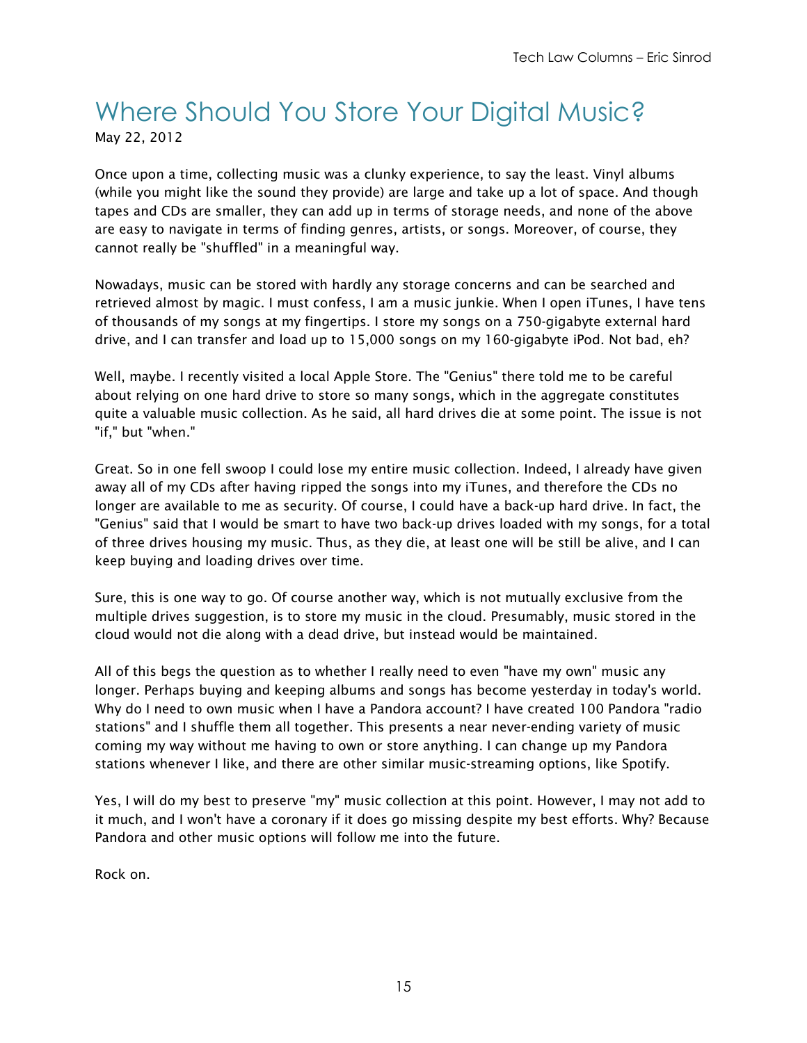# Where Should You Store Your Digital Music?

May 22, 2012

Once upon a time, collecting music was a clunky experience, to say the least. Vinyl albums (while you might like the sound they provide) are large and take up a lot of space. And though tapes and CDs are smaller, they can add up in terms of storage needs, and none of the above are easy to navigate in terms of finding genres, artists, or songs. Moreover, of course, they cannot really be "shuffled" in a meaningful way.

Nowadays, music can be stored with hardly any storage concerns and can be searched and retrieved almost by magic. I must confess, I am a music junkie. When I open iTunes, I have tens of thousands of my songs at my fingertips. I store my songs on a 750-gigabyte external hard drive, and I can transfer and load up to 15,000 songs on my 160-gigabyte iPod. Not bad, eh?

Well, maybe. I recently visited a local Apple Store. The "Genius" there told me to be careful about relying on one hard drive to store so many songs, which in the aggregate constitutes quite a valuable music collection. As he said, all hard drives die at some point. The issue is not "if," but "when."

Great. So in one fell swoop I could lose my entire music collection. Indeed, I already have given away all of my CDs after having ripped the songs into my iTunes, and therefore the CDs no longer are available to me as security. Of course, I could have a back-up hard drive. In fact, the "Genius" said that I would be smart to have two back-up drives loaded with my songs, for a total of three drives housing my music. Thus, as they die, at least one will be still be alive, and I can keep buying and loading drives over time.

Sure, this is one way to go. Of course another way, which is not mutually exclusive from the multiple drives suggestion, is to store my music in the cloud. Presumably, music stored in the cloud would not die along with a dead drive, but instead would be maintained.

All of this begs the question as to whether I really need to even "have my own" music any longer. Perhaps buying and keeping albums and songs has become yesterday in today's world. Why do I need to own music when I have a Pandora account? I have created 100 Pandora "radio stations" and I shuffle them all together. This presents a near never-ending variety of music coming my way without me having to own or store anything. I can change up my Pandora stations whenever I like, and there are other similar music-streaming options, like Spotify.

Yes, I will do my best to preserve "my" music collection at this point. However, I may not add to it much, and I won't have a coronary if it does go missing despite my best efforts. Why? Because Pandora and other music options will follow me into the future.

Rock on.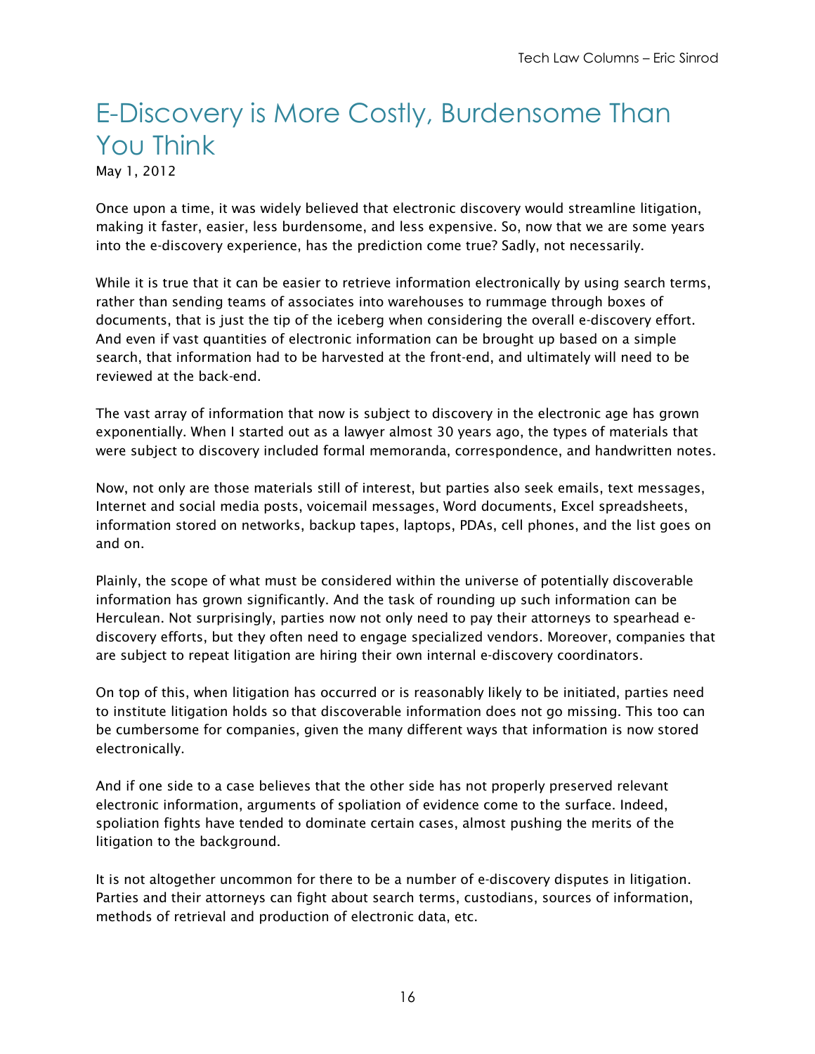# E-Discovery is More Costly, Burdensome Than You Think

May 1, 2012

Once upon a time, it was widely believed that electronic discovery would streamline litigation, making it faster, easier, less burdensome, and less expensive. So, now that we are some years into the e-discovery experience, has the prediction come true? Sadly, not necessarily.

While it is true that it can be easier to retrieve information electronically by using search terms, rather than sending teams of associates into warehouses to rummage through boxes of documents, that is just the tip of the iceberg when considering the overall e-discovery effort. And even if vast quantities of electronic information can be brought up based on a simple search, that information had to be harvested at the front-end, and ultimately will need to be reviewed at the back-end.

The vast array of information that now is subject to discovery in the electronic age has grown exponentially. When I started out as a lawyer almost 30 years ago, the types of materials that were subject to discovery included formal memoranda, correspondence, and handwritten notes.

Now, not only are those materials still of interest, but parties also seek emails, text messages, Internet and social media posts, voicemail messages, Word documents, Excel spreadsheets, information stored on networks, backup tapes, laptops, PDAs, cell phones, and the list goes on and on.

Plainly, the scope of what must be considered within the universe of potentially discoverable information has grown significantly. And the task of rounding up such information can be Herculean. Not surprisingly, parties now not only need to pay their attorneys to spearhead e-discovery efforts, but they often need to engage specialized vendors. Moreover, companies that are subject to repeat litigation are hiring their own internal e-discovery coordinators.

On top of this, when litigation has occurred or is reasonably likely to be initiated, parties need to institute litigation holds so that discoverable information does not go missing. This too can be cumbersome for companies, given the many different ways that information is now stored electronically.

And if one side to a case believes that the other side has not properly preserved relevant electronic information, arguments of spoliation of evidence come to the surface. Indeed, spoliation fights have tended to dominate certain cases, almost pushing the merits of the litigation to the background.

It is not altogether uncommon for there to be a number of e-discovery disputes in litigation. Parties and their attorneys can fight about search terms, custodians, sources of information, methods of retrieval and production of electronic data, etc.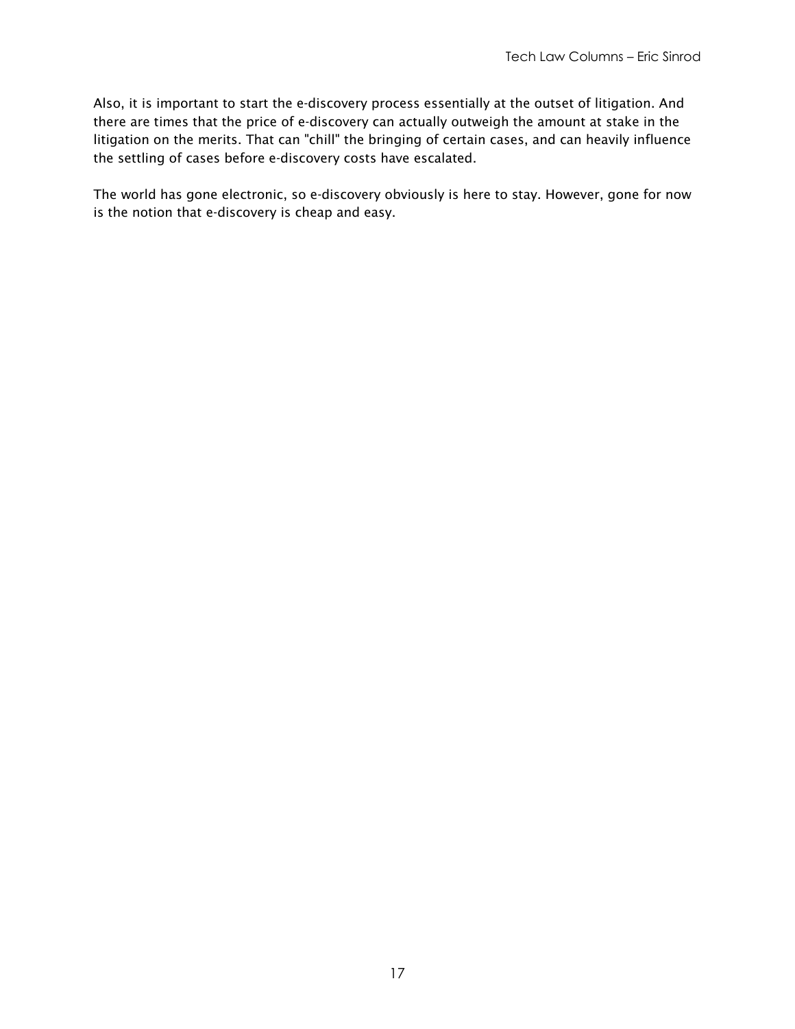Also, it is important to start the e-discovery process essentially at the outset of litigation. And there are times that the price of e-discovery can actually outweigh the amount at stake in the litigation on the merits. That can "chill" the bringing of certain cases, and can heavily influence the settling of cases before e-discovery costs have escalated.

The world has gone electronic, so e-discovery obviously is here to stay. However, gone for now is the notion that e-discovery is cheap and easy.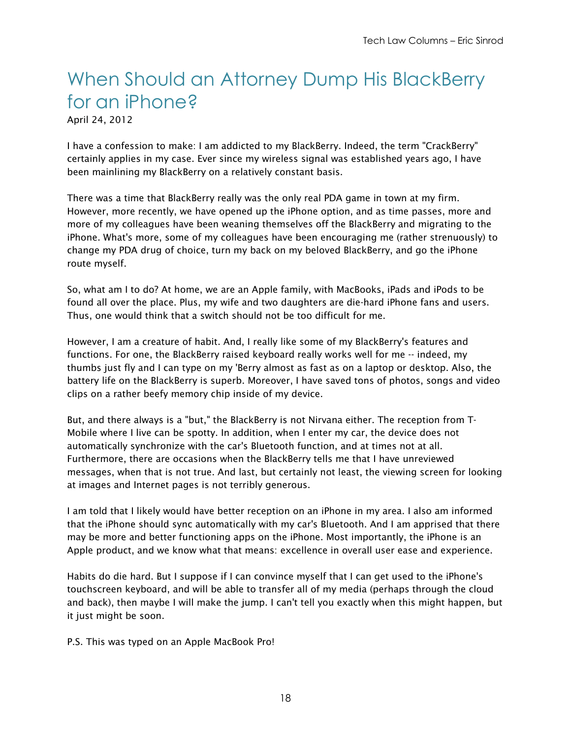# When Should an Attorney Dump His BlackBerry for an iPhone?

April 24, 2012

I have a confession to make: I am addicted to my BlackBerry. Indeed, the term "CrackBerry" certainly applies in my case. Ever since my wireless signal was established years ago, I have been mainlining my BlackBerry on a relatively constant basis.

There was a time that BlackBerry really was the only real PDA game in town at my firm. However, more recently, we have opened up the iPhone option, and as time passes, more and more of my colleagues have been weaning themselves off the BlackBerry and migrating to the iPhone. What's more, some of my colleagues have been encouraging me (rather strenuously) to change my PDA drug of choice, turn my back on my beloved BlackBerry, and go the iPhone route myself.

So, what am I to do? At home, we are an Apple family, with MacBooks, iPads and iPods to be found all over the place. Plus, my wife and two daughters are die-hard iPhone fans and users. Thus, one would think that a switch should not be too difficult for me.

However, I am a creature of habit. And, I really like some of my BlackBerry's features and functions. For one, the BlackBerry raised keyboard really works well for me -- indeed, my thumbs just fly and I can type on my 'Berry almost as fast as on a laptop or desktop. Also, the battery life on the BlackBerry is superb. Moreover, I have saved tons of photos, songs and video clips on a rather beefy memory chip inside of my device.

But, and there always is a "but," the BlackBerry is not Nirvana either. The reception from T-Mobile where I live can be spotty. In addition, when I enter my car, the device does not automatically synchronize with the car's Bluetooth function, and at times not at all. Furthermore, there are occasions when the BlackBerry tells me that I have unreviewed messages, when that is not true. And last, but certainly not least, the viewing screen for looking at images and Internet pages is not terribly generous.

I am told that I likely would have better reception on an iPhone in my area. I also am informed that the iPhone should sync automatically with my car's Bluetooth. And I am apprised that there may be more and better functioning apps on the iPhone. Most importantly, the iPhone is an Apple product, and we know what that means: excellence in overall user ease and experience.

Habits do die hard. But I suppose if I can convince myself that I can get used to the iPhone's touchscreen keyboard, and will be able to transfer all of my media (perhaps through the cloud and back), then maybe I will make the jump. I can't tell you exactly when this might happen, but it just might be soon.

P.S. This was typed on an Apple MacBook Pro!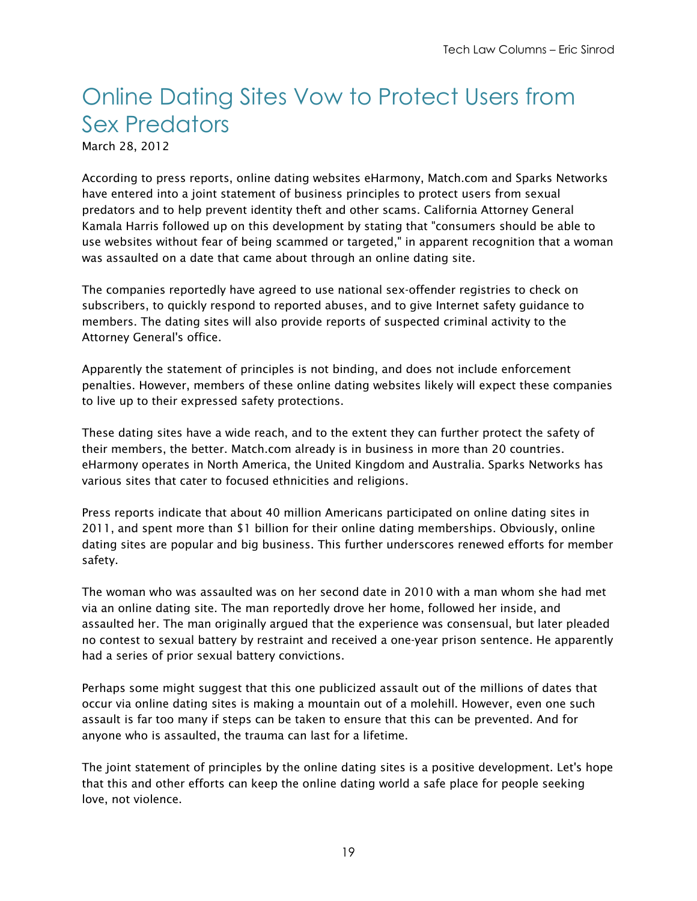# Online Dating Sites Vow to Protect Users from Sex Predators

March 28, 2012

According to press reports, online dating websites eHarmony, Match.com and Sparks Networks have entered into a joint statement of business principles to protect users from sexual predators and to help prevent identity theft and other scams. California Attorney General Kamala Harris followed up on this development by stating that "consumers should be able to use websites without fear of being scammed or targeted," in apparent recognition that a woman was assaulted on a date that came about through an online dating site.

The companies reportedly have agreed to use national sex-offender registries to check on subscribers, to quickly respond to reported abuses, and to give Internet safety guidance to members. The dating sites will also provide reports of suspected criminal activity to the Attorney General's office.

Apparently the statement of principles is not binding, and does not include enforcement penalties. However, members of these online dating websites likely will expect these companies to live up to their expressed safety protections.

These dating sites have a wide reach, and to the extent they can further protect the safety of their members, the better. Match.com already is in business in more than 20 countries. eHarmony operates in North America, the United Kingdom and Australia. Sparks Networks has various sites that cater to focused ethnicities and religions.

Press reports indicate that about 40 million Americans participated on online dating sites in 2011, and spent more than $1 billion for their online dating memberships. Obviously, online dating sites are popular and big business. This further underscores renewed efforts for member safety.

The woman who was assaulted was on her second date in 2010 with a man whom she had met via an online dating site. The man reportedly drove her home, followed her inside, and assaulted her. The man originally argued that the experience was consensual, but later pleaded no contest to sexual battery by restraint and received a one-year prison sentence. He apparently had a series of prior sexual battery convictions.

Perhaps some might suggest that this one publicized assault out of the millions of dates that occur via online dating sites is making a mountain out of a molehill. However, even one such assault is far too many if steps can be taken to ensure that this can be prevented. And for anyone who is assaulted, the trauma can last for a lifetime.

The joint statement of principles by the online dating sites is a positive development. Let's hope that this and other efforts can keep the online dating world a safe place for people seeking love, not violence.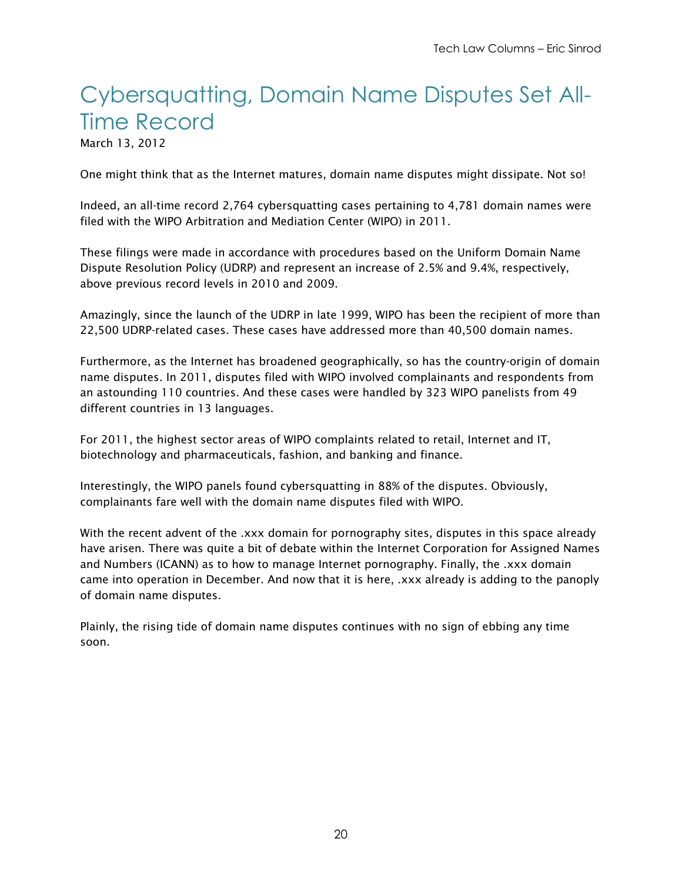# Cybersquatting, Domain Name Disputes Set All-Time Record

March 13, 2012

One might think that as the Internet matures, domain name disputes might dissipate. Not so!

Indeed, an all-time record 2,764 cybersquatting cases pertaining to 4,781 domain names were filed with the WIPO Arbitration and Mediation Center (WIPO) in 2011.

These filings were made in accordance with procedures based on the Uniform Domain Name Dispute Resolution Policy (UDRP) and represent an increase of 2.5% and 9.4%, respectively, above previous record levels in 2010 and 2009.

Amazingly, since the launch of the UDRP in late 1999, WIPO has been the recipient of more than 22,500 UDRP-related cases. These cases have addressed more than 40,500 domain names.

Furthermore, as the Internet has broadened geographically, so has the country-origin of domain name disputes. In 2011, disputes filed with WIPO involved complainants and respondents from an astounding 110 countries. And these cases were handled by 323 WIPO panelists from 49 different countries in 13 languages.

For 2011, the highest sector areas of WIPO complaints related to retail, Internet and IT, biotechnology and pharmaceuticals, fashion, and banking and finance.

Interestingly, the WIPO panels found cybersquatting in 88% of the disputes. Obviously, complainants fare well with the domain name disputes filed with WIPO.

With the recent advent of the .xxx domain for pornography sites, disputes in this space already have arisen. There was quite a bit of debate within the Internet Corporation for Assigned Names and Numbers (ICANN) as to how to manage Internet pornography. Finally, the .xxx domain came into operation in December. And now that it is here, .xxx already is adding to the panoply of domain name disputes.

Plainly, the rising tide of domain name disputes continues with no sign of ebbing any time soon.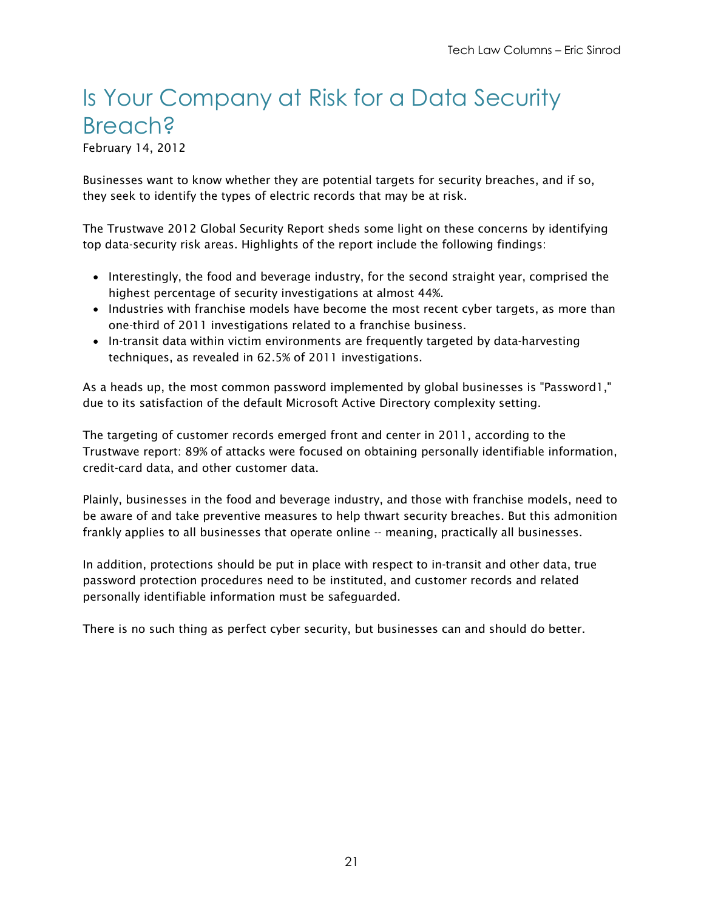# Is Your Company at Risk for a Data Security Breach?

February 14, 2012

Businesses want to know whether they are potential targets for security breaches, and if so, they seek to identify the types of electric records that may be at risk.

The Trustwave 2012 Global Security Report sheds some light on these concerns by identifying top data-security risk areas. Highlights of the report include the following findings:

- Interestingly, the food and beverage industry, for the second straight year, comprised the highest percentage of security investigations at almost 44%.
- Industries with franchise models have become the most recent cyber targets, as more than one-third of 2011 investigations related to a franchise business.
- In-transit data within victim environments are frequently targeted by data-harvesting techniques, as revealed in 62.5% of 2011 investigations.

As a heads up, the most common password implemented by global businesses is "Password1," due to its satisfaction of the default Microsoft Active Directory complexity setting.

The targeting of customer records emerged front and center in 2011, according to the Trustwave report: 89% of attacks were focused on obtaining personally identifiable information, credit-card data, and other customer data.

Plainly, businesses in the food and beverage industry, and those with franchise models, need to be aware of and take preventive measures to help thwart security breaches. But this admonition frankly applies to all businesses that operate online -- meaning, practically all businesses.

In addition, protections should be put in place with respect to in-transit and other data, true password protection procedures need to be instituted, and customer records and related personally identifiable information must be safeguarded.

There is no such thing as perfect cyber security, but businesses can and should do better.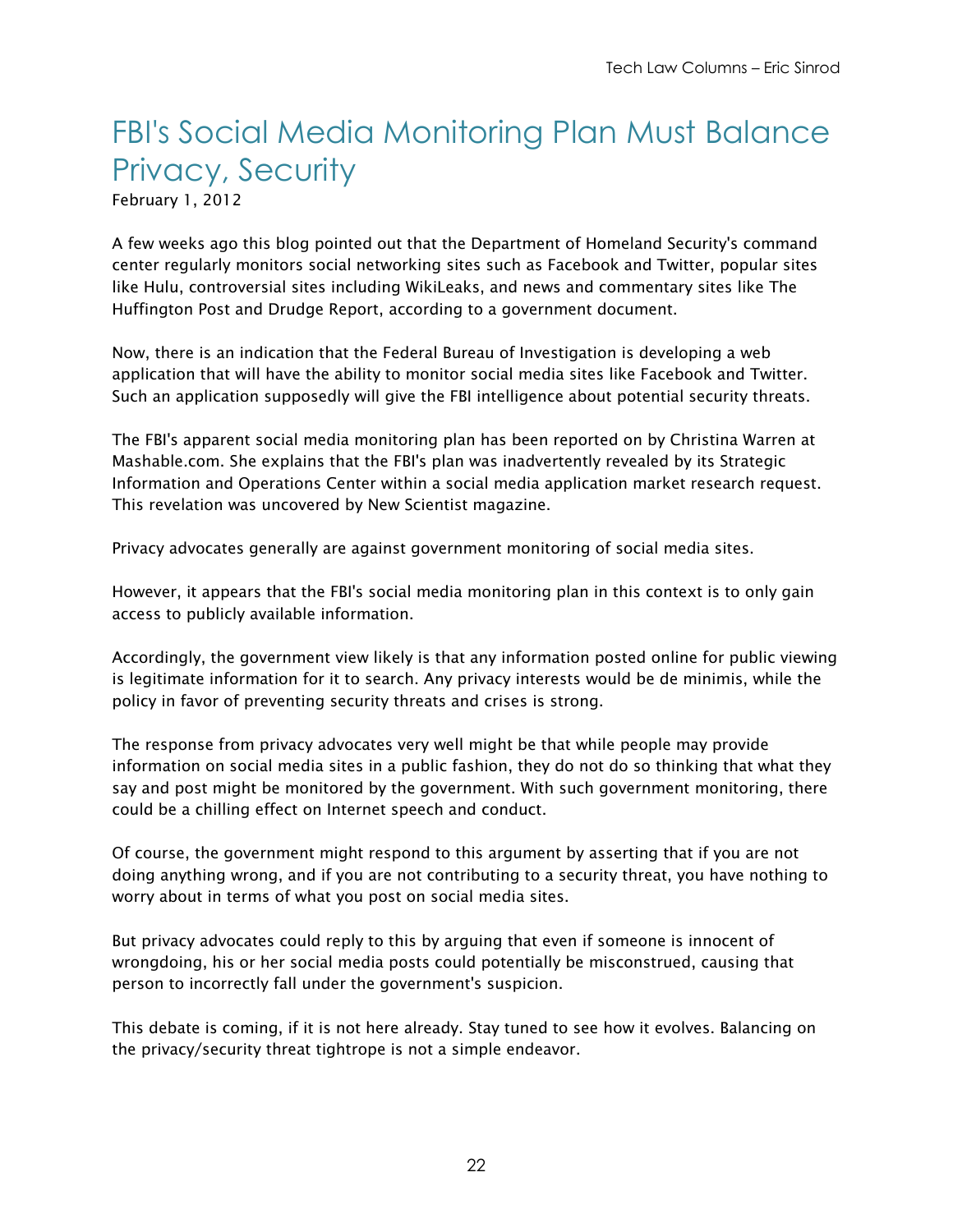# FBI's Social Media Monitoring Plan Must Balance Privacy, Security

February 1, 2012

A few weeks ago this blog pointed out that the Department of Homeland Security's command center regularly monitors social networking sites such as Facebook and Twitter, popular sites like Hulu, controversial sites including WikiLeaks, and news and commentary sites like The Huffington Post and Drudge Report, according to a government document.

Now, there is an indication that the Federal Bureau of Investigation is developing a web application that will have the ability to monitor social media sites like Facebook and Twitter. Such an application supposedly will give the FBI intelligence about potential security threats.

The FBI's apparent social media monitoring plan has been reported on by Christina Warren at Mashable.com. She explains that the FBI's plan was inadvertently revealed by its Strategic Information and Operations Center within a social media application market research request. This revelation was uncovered by New Scientist magazine.

Privacy advocates generally are against government monitoring of social media sites.

However, it appears that the FBI's social media monitoring plan in this context is to only gain access to publicly available information.

Accordingly, the government view likely is that any information posted online for public viewing is legitimate information for it to search. Any privacy interests would be de minimis, while the policy in favor of preventing security threats and crises is strong.

The response from privacy advocates very well might be that while people may provide information on social media sites in a public fashion, they do not do so thinking that what they say and post might be monitored by the government. With such government monitoring, there could be a chilling effect on Internet speech and conduct.

Of course, the government might respond to this argument by asserting that if you are not doing anything wrong, and if you are not contributing to a security threat, you have nothing to worry about in terms of what you post on social media sites.

But privacy advocates could reply to this by arguing that even if someone is innocent of wrongdoing, his or her social media posts could potentially be misconstrued, causing that person to incorrectly fall under the government's suspicion.

This debate is coming, if it is not here already. Stay tuned to see how it evolves. Balancing on the privacy/security threat tightrope is not a simple endeavor.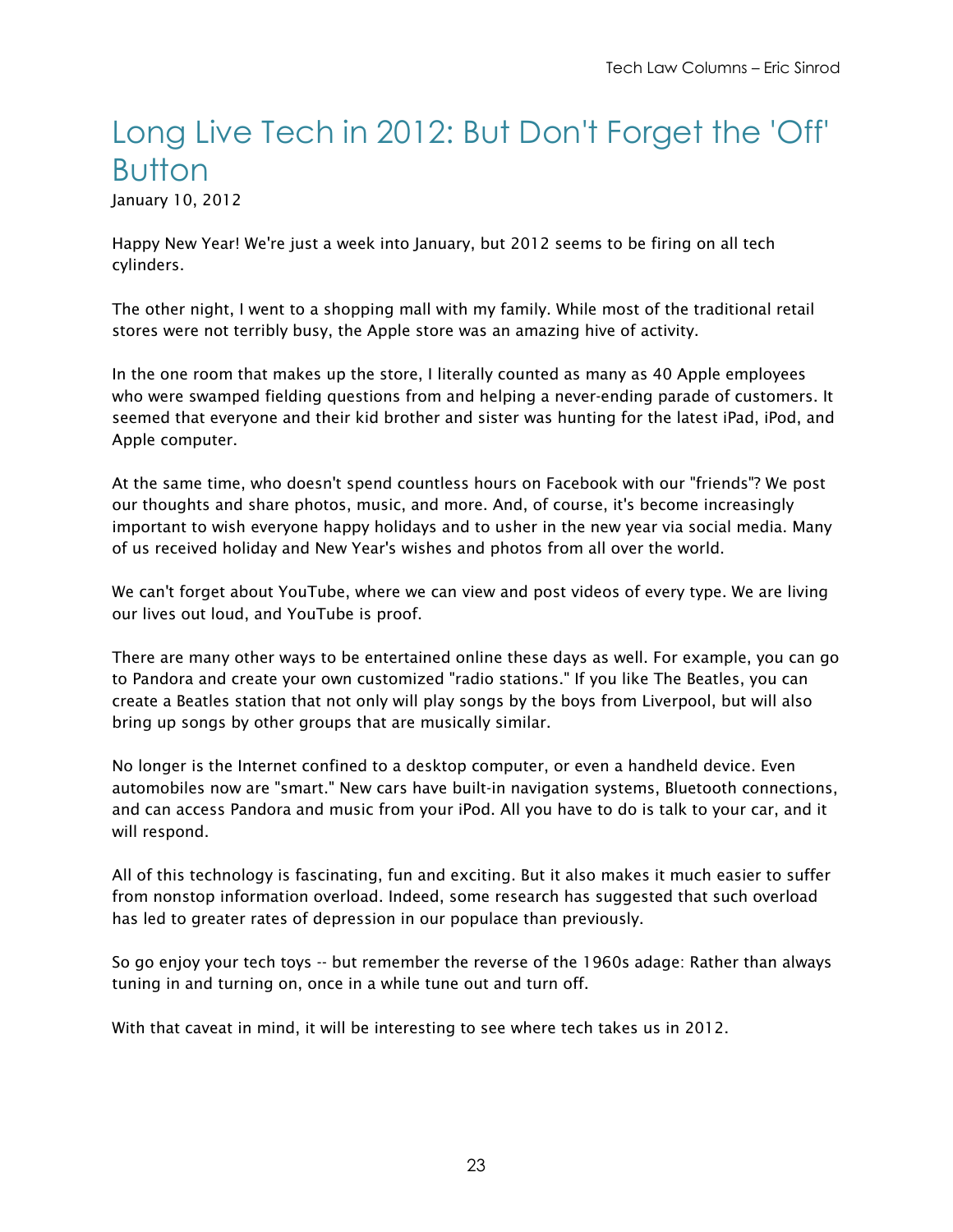# Long Live Tech in 2012: But Don't Forget the 'Off' Button

January 10, 2012

Happy New Year! We're just a week into January, but 2012 seems to be firing on all tech cylinders.

The other night, I went to a shopping mall with my family. While most of the traditional retail stores were not terribly busy, the Apple store was an amazing hive of activity.

In the one room that makes up the store, I literally counted as many as 40 Apple employees who were swamped fielding questions from and helping a never-ending parade of customers. It seemed that everyone and their kid brother and sister was hunting for the latest iPad, iPod, and Apple computer.

At the same time, who doesn't spend countless hours on Facebook with our "friends"? We post our thoughts and share photos, music, and more. And, of course, it's become increasingly important to wish everyone happy holidays and to usher in the new year via social media. Many of us received holiday and New Year's wishes and photos from all over the world.

We can't forget about YouTube, where we can view and post videos of every type. We are living our lives out loud, and YouTube is proof.

There are many other ways to be entertained online these days as well. For example, you can go to Pandora and create your own customized "radio stations." If you like The Beatles, you can create a Beatles station that not only will play songs by the boys from Liverpool, but will also bring up songs by other groups that are musically similar.

No longer is the Internet confined to a desktop computer, or even a handheld device. Even automobiles now are "smart." New cars have built-in navigation systems, Bluetooth connections, and can access Pandora and music from your iPod. All you have to do is talk to your car, and it will respond.

All of this technology is fascinating, fun and exciting. But it also makes it much easier to suffer from nonstop information overload. Indeed, some research has suggested that such overload has led to greater rates of depression in our populace than previously.

So go enjoy your tech toys -- but remember the reverse of the 1960s adage: Rather than always tuning in and turning on, once in a while tune out and turn off.

With that caveat in mind, it will be interesting to see where tech takes us in 2012.